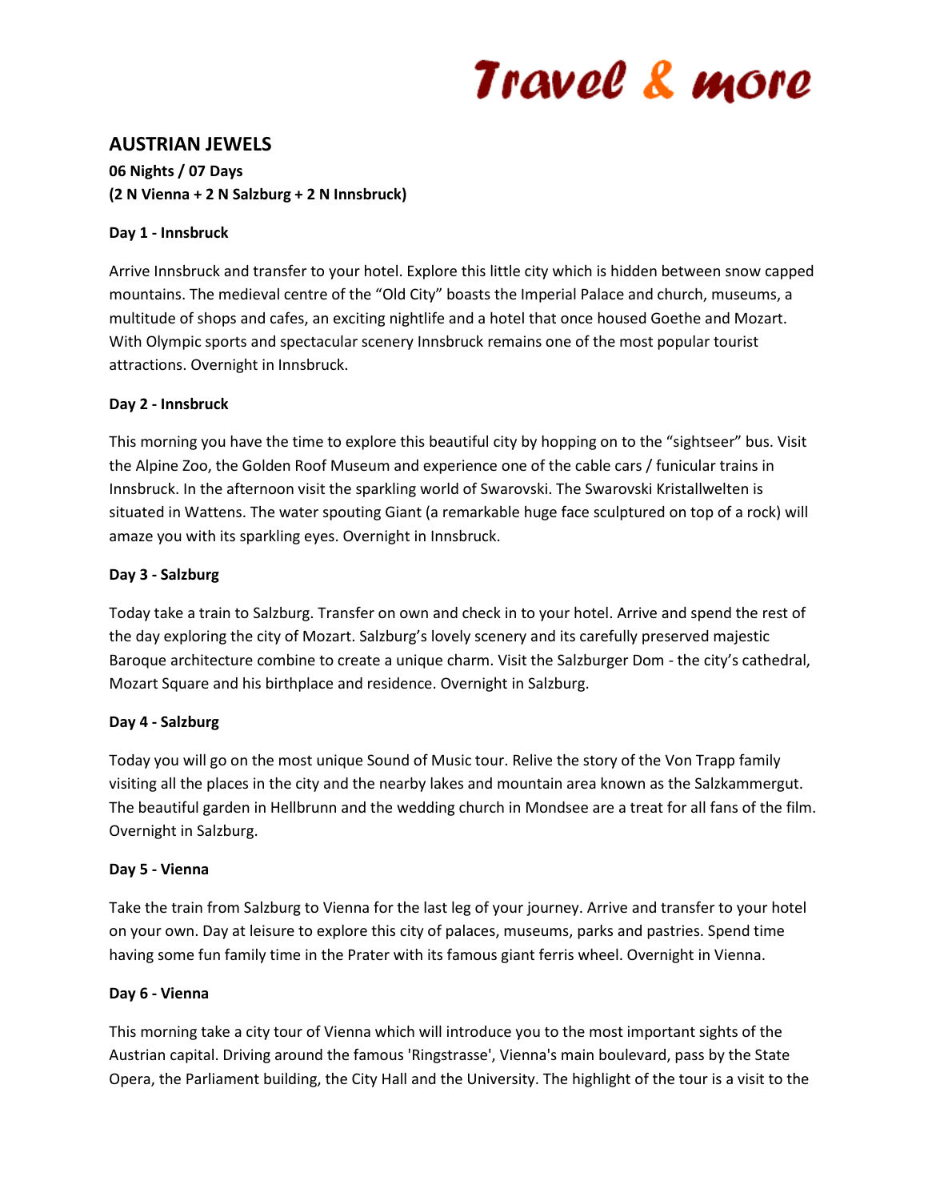# Travel & more

## AUSTRIAN JEWELS

**06 Nights / 07 Days**
**(2 N Vienna + 2 N Salzburg + 2 N Innsbruck)**

**Day 1 - Innsbruck**

Arrive Innsbruck and transfer to your hotel. Explore this little city which is hidden between snow capped mountains. The medieval centre of the "Old City" boasts the Imperial Palace and church, museums, a multitude of shops and cafes, an exciting nightlife and a hotel that once housed Goethe and Mozart. With Olympic sports and spectacular scenery Innsbruck remains one of the most popular tourist attractions. Overnight in Innsbruck.

**Day 2 - Innsbruck**

This morning you have the time to explore this beautiful city by hopping on to the "sightseer" bus. Visit the Alpine Zoo, the Golden Roof Museum and experience one of the cable cars / funicular trains in Innsbruck. In the afternoon visit the sparkling world of Swarovski. The Swarovski Kristallwelten is situated in Wattens. The water spouting Giant (a remarkable huge face sculptured on top of a rock) will amaze you with its sparkling eyes. Overnight in Innsbruck.

**Day 3 - Salzburg**

Today take a train to Salzburg. Transfer on own and check in to your hotel. Arrive and spend the rest of the day exploring the city of Mozart. Salzburg's lovely scenery and its carefully preserved majestic Baroque architecture combine to create a unique charm. Visit the Salzburger Dom - the city's cathedral, Mozart Square and his birthplace and residence. Overnight in Salzburg.

**Day 4 - Salzburg**

Today you will go on the most unique Sound of Music tour. Relive the story of the Von Trapp family visiting all the places in the city and the nearby lakes and mountain area known as the Salzkammergut. The beautiful garden in Hellbrunn and the wedding church in Mondsee are a treat for all fans of the film. Overnight in Salzburg.

**Day 5 - Vienna**

Take the train from Salzburg to Vienna for the last leg of your journey. Arrive and transfer to your hotel on your own. Day at leisure to explore this city of palaces, museums, parks and pastries. Spend time having some fun family time in the Prater with its famous giant ferris wheel. Overnight in Vienna.

**Day 6 - Vienna**

This morning take a city tour of Vienna which will introduce you to the most important sights of the Austrian capital. Driving around the famous 'Ringstrasse', Vienna's main boulevard, pass by the State Opera, the Parliament building, the City Hall and the University. The highlight of the tour is a visit to the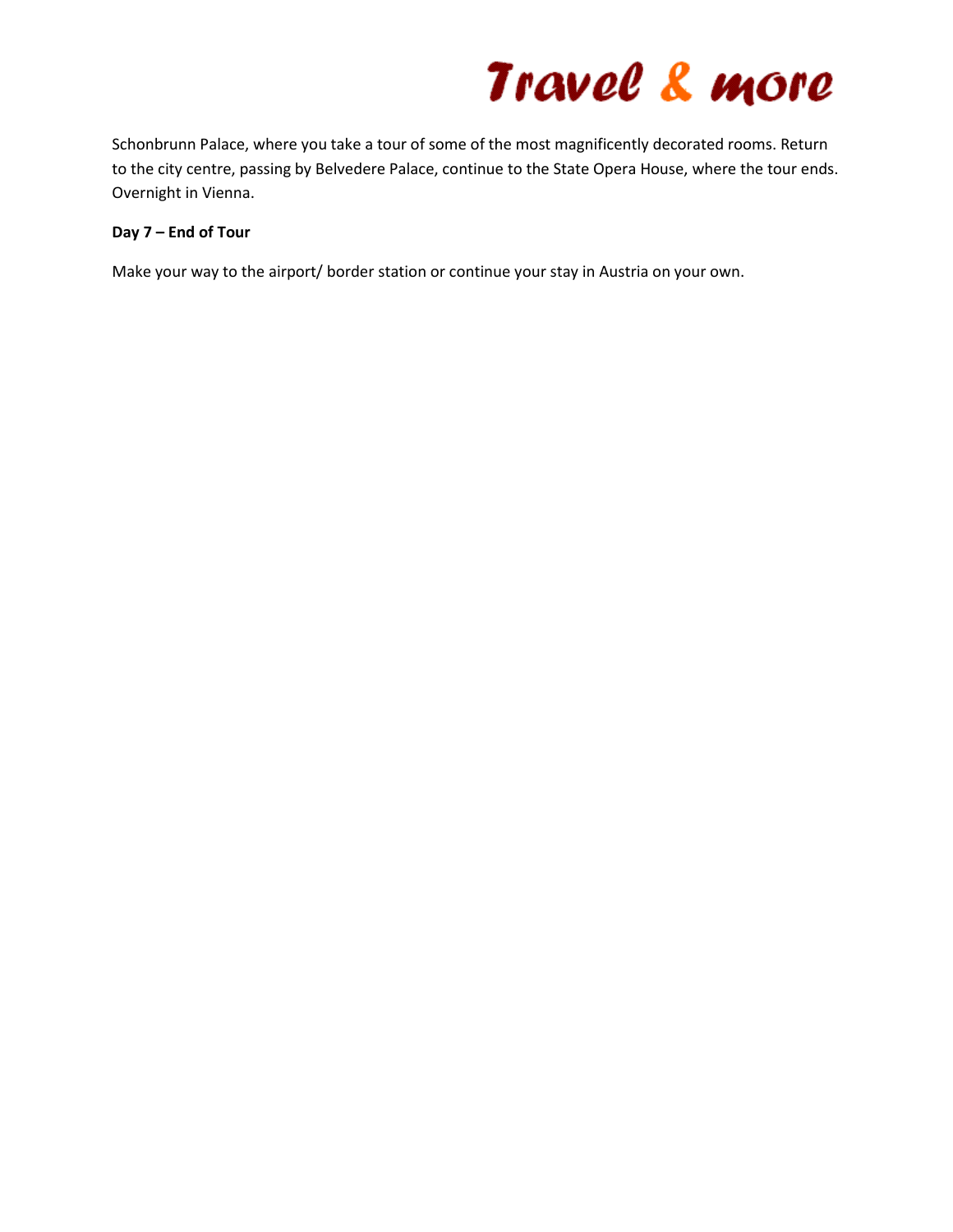Schonbrunn Palace, where you take a tour of some of the most magnificently decorated rooms. Return to the city centre, passing by Belvedere Palace, continue to the State Opera House, where the tour ends. Overnight in Vienna.

**Day 7 – End of Tour**

Make your way to the airport/ border station or continue your stay in Austria on your own.